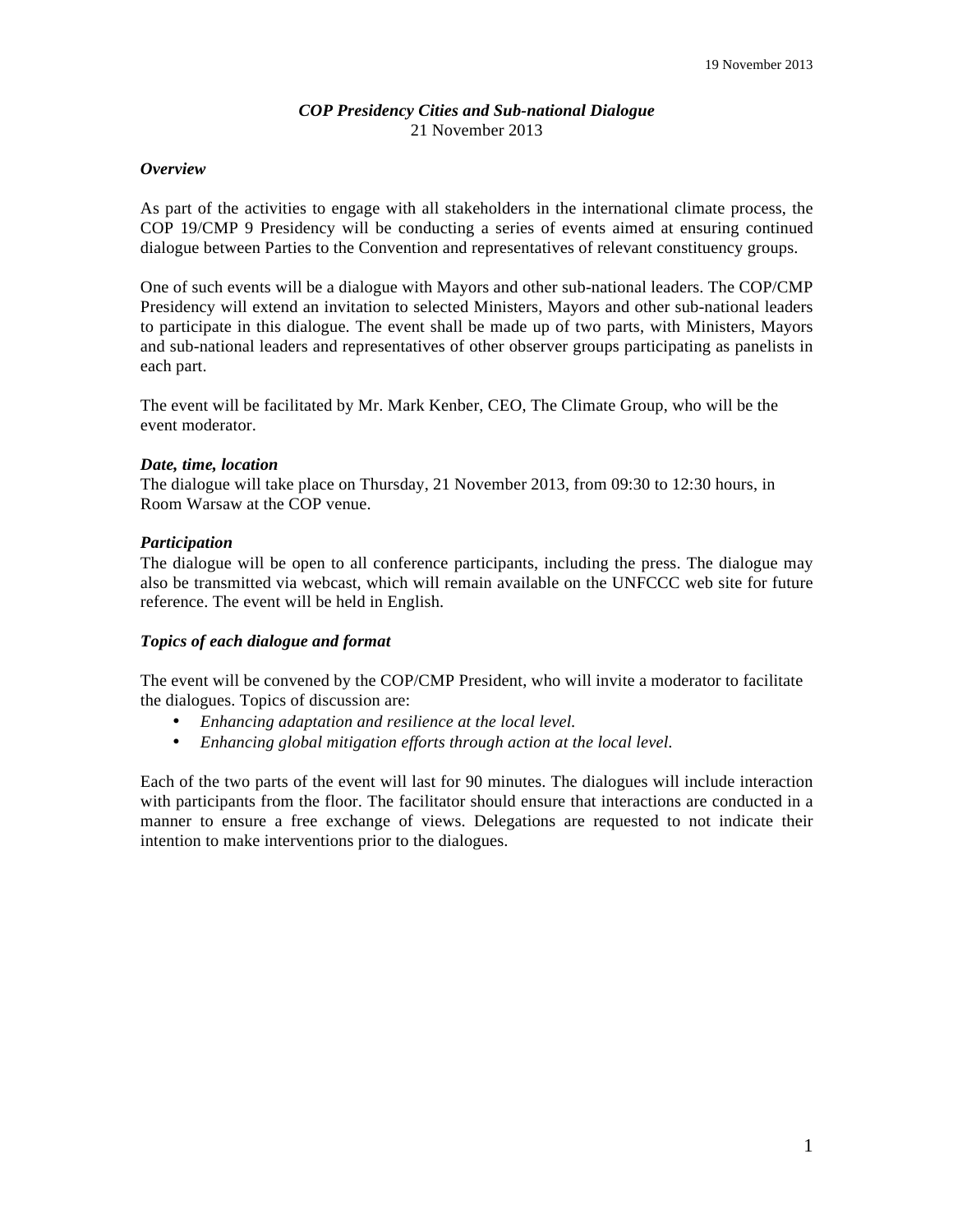19 November 2013

***COP Presidency Cities and Sub-national Dialogue***
21 November 2013

***Overview***

As part of the activities to engage with all stakeholders in the international climate process, the COP 19/CMP 9 Presidency will be conducting a series of events aimed at ensuring continued dialogue between Parties to the Convention and representatives of relevant constituency groups.

One of such events will be a dialogue with Mayors and other sub-national leaders. The COP/CMP Presidency will extend an invitation to selected Ministers, Mayors and other sub-national leaders to participate in this dialogue. The event shall be made up of two parts, with Ministers, Mayors and sub-national leaders and representatives of other observer groups participating as panelists in each part.

The event will be facilitated by Mr. Mark Kenber, CEO, The Climate Group, who will be the event moderator.

***Date, time, location***

The dialogue will take place on Thursday, 21 November 2013, from 09:30 to 12:30 hours, in Room Warsaw at the COP venue.

***Participation***

The dialogue will be open to all conference participants, including the press. The dialogue may also be transmitted via webcast, which will remain available on the UNFCCC web site for future reference. The event will be held in English.

***Topics of each dialogue and format***

The event will be convened by the COP/CMP President, who will invite a moderator to facilitate the dialogues. Topics of discussion are:

- *Enhancing adaptation and resilience at the local level.*
- *Enhancing global mitigation efforts through action at the local level.*

Each of the two parts of the event will last for 90 minutes. The dialogues will include interaction with participants from the floor. The facilitator should ensure that interactions are conducted in a manner to ensure a free exchange of views. Delegations are requested to not indicate their intention to make interventions prior to the dialogues.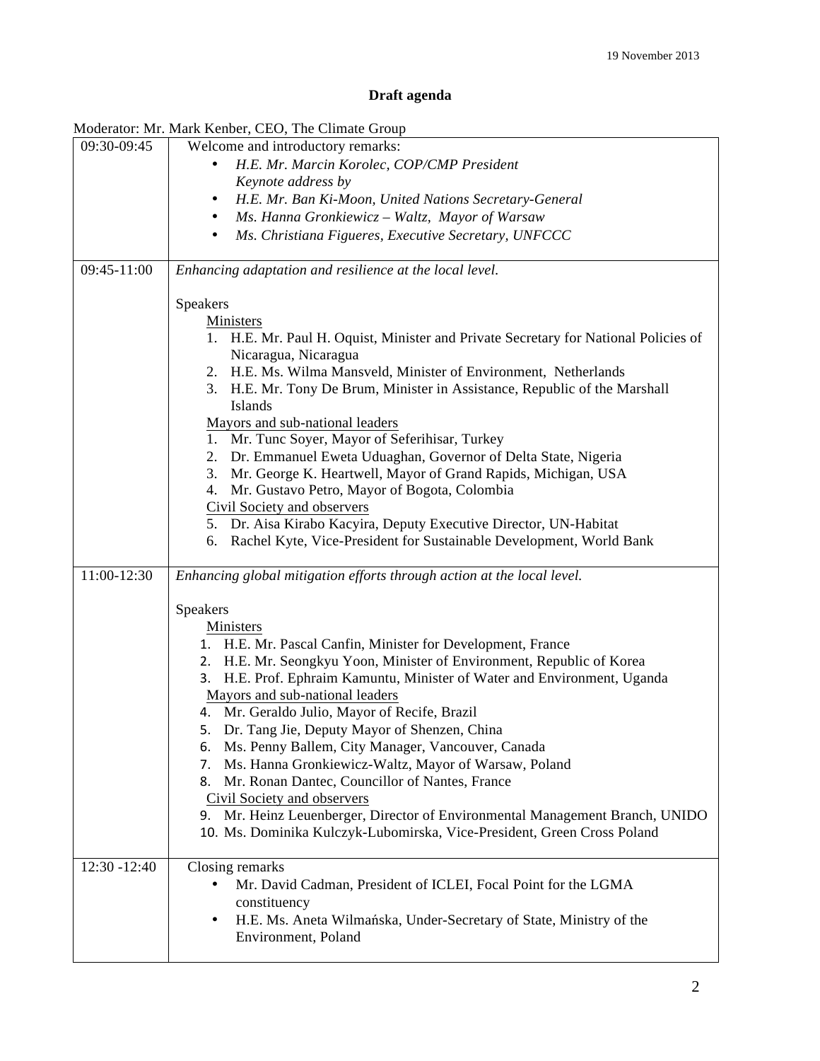19 November 2013

**Draft agenda**

Moderator: Mr. Mark Kenber, CEO, The Climate Group

| | |
|---|---|
| 09:30-09:45 | Welcome and introductory remarks:<br>• *H.E. Mr. Marcin Korolec, COP/CMP President*<br>*Keynote address by*<br>• *H.E. Mr. Ban Ki-Moon, United Nations Secretary-General*<br>• *Ms. Hanna Gronkiewicz – Waltz, Mayor of Warsaw*<br>• *Ms. Christiana Figueres, Executive Secretary, UNFCCC* |
| 09:45-11:00 | *Enhancing adaptation and resilience at the local level.*<br><br>Speakers<br>Ministers<br>1. H.E. Mr. Paul H. Oquist, Minister and Private Secretary for National Policies of Nicaragua, Nicaragua<br>2. H.E. Ms. Wilma Mansveld, Minister of Environment, Netherlands<br>3. H.E. Mr. Tony De Brum, Minister in Assistance, Republic of the Marshall Islands<br>Mayors and sub-national leaders<br>1. Mr. Tunc Soyer, Mayor of Seferihisar, Turkey<br>2. Dr. Emmanuel Eweta Uduaghan, Governor of Delta State, Nigeria<br>3. Mr. George K. Heartwell, Mayor of Grand Rapids, Michigan, USA<br>4. Mr. Gustavo Petro, Mayor of Bogota, Colombia<br>Civil Society and observers<br>5. Dr. Aisa Kirabo Kacyira, Deputy Executive Director, UN-Habitat<br>6. Rachel Kyte, Vice-President for Sustainable Development, World Bank |
| 11:00-12:30 | *Enhancing global mitigation efforts through action at the local level.*<br><br>Speakers<br>Ministers<br>1. H.E. Mr. Pascal Canfin, Minister for Development, France<br>2. H.E. Mr. Seongkyu Yoon, Minister of Environment, Republic of Korea<br>3. H.E. Prof. Ephraim Kamuntu, Minister of Water and Environment, Uganda<br>Mayors and sub-national leaders<br>4. Mr. Geraldo Julio, Mayor of Recife, Brazil<br>5. Dr. Tang Jie, Deputy Mayor of Shenzen, China<br>6. Ms. Penny Ballem, City Manager, Vancouver, Canada<br>7. Ms. Hanna Gronkiewicz-Waltz, Mayor of Warsaw, Poland<br>8. Mr. Ronan Dantec, Councillor of Nantes, France<br>Civil Society and observers<br>9. Mr. Heinz Leuenberger, Director of Environmental Management Branch, UNIDO<br>10. Ms. Dominika Kulczyk-Lubomirska, Vice-President, Green Cross Poland |
| 12:30 -12:40 | Closing remarks<br>• Mr. David Cadman, President of ICLEI, Focal Point for the LGMA constituency<br>• H.E. Ms. Aneta Wilmańska, Under-Secretary of State, Ministry of the Environment, Poland |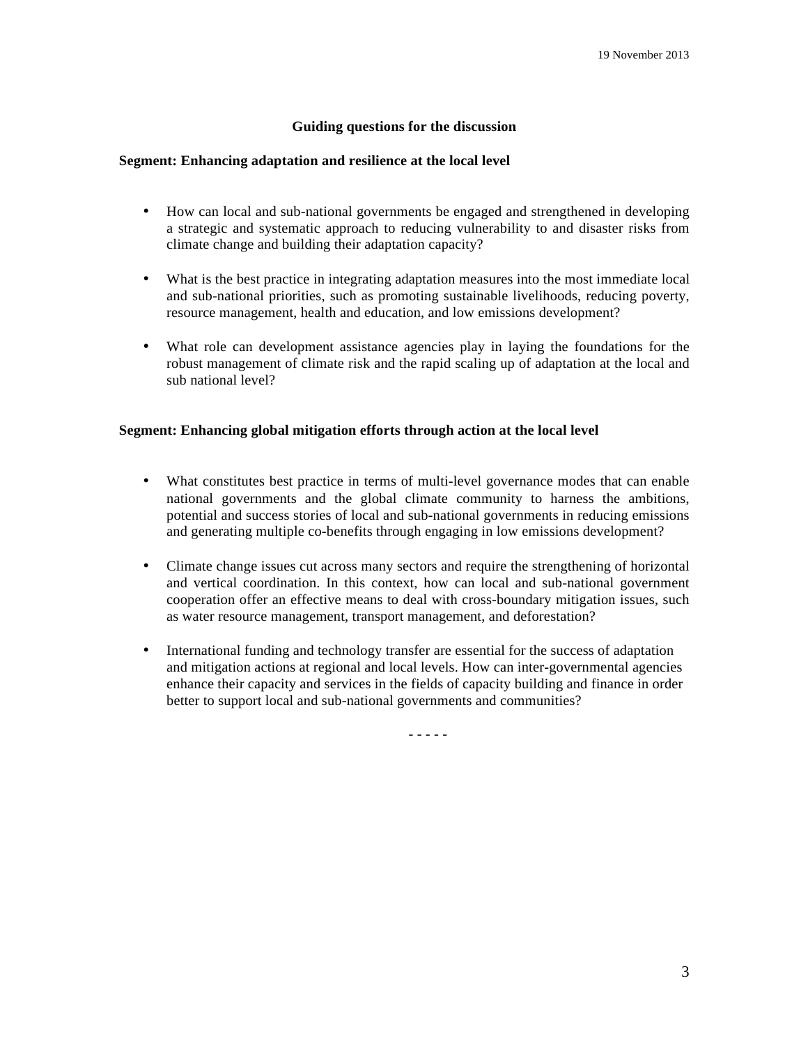19 November 2013

**Guiding questions for the discussion**

**Segment: Enhancing adaptation and resilience at the local level**

- How can local and sub-national governments be engaged and strengthened in developing a strategic and systematic approach to reducing vulnerability to and disaster risks from climate change and building their adaptation capacity?

- What is the best practice in integrating adaptation measures into the most immediate local and sub-national priorities, such as promoting sustainable livelihoods, reducing poverty, resource management, health and education, and low emissions development?

- What role can development assistance agencies play in laying the foundations for the robust management of climate risk and the rapid scaling up of adaptation at the local and sub national level?

**Segment: Enhancing global mitigation efforts through action at the local level**

- What constitutes best practice in terms of multi-level governance modes that can enable national governments and the global climate community to harness the ambitions, potential and success stories of local and sub-national governments in reducing emissions and generating multiple co-benefits through engaging in low emissions development?

- Climate change issues cut across many sectors and require the strengthening of horizontal and vertical coordination. In this context, how can local and sub-national government cooperation offer an effective means to deal with cross-boundary mitigation issues, such as water resource management, transport management, and deforestation?

- International funding and technology transfer are essential for the success of adaptation and mitigation actions at regional and local levels. How can inter-governmental agencies enhance their capacity and services in the fields of capacity building and finance in order better to support local and sub-national governments and communities?

- - - - -